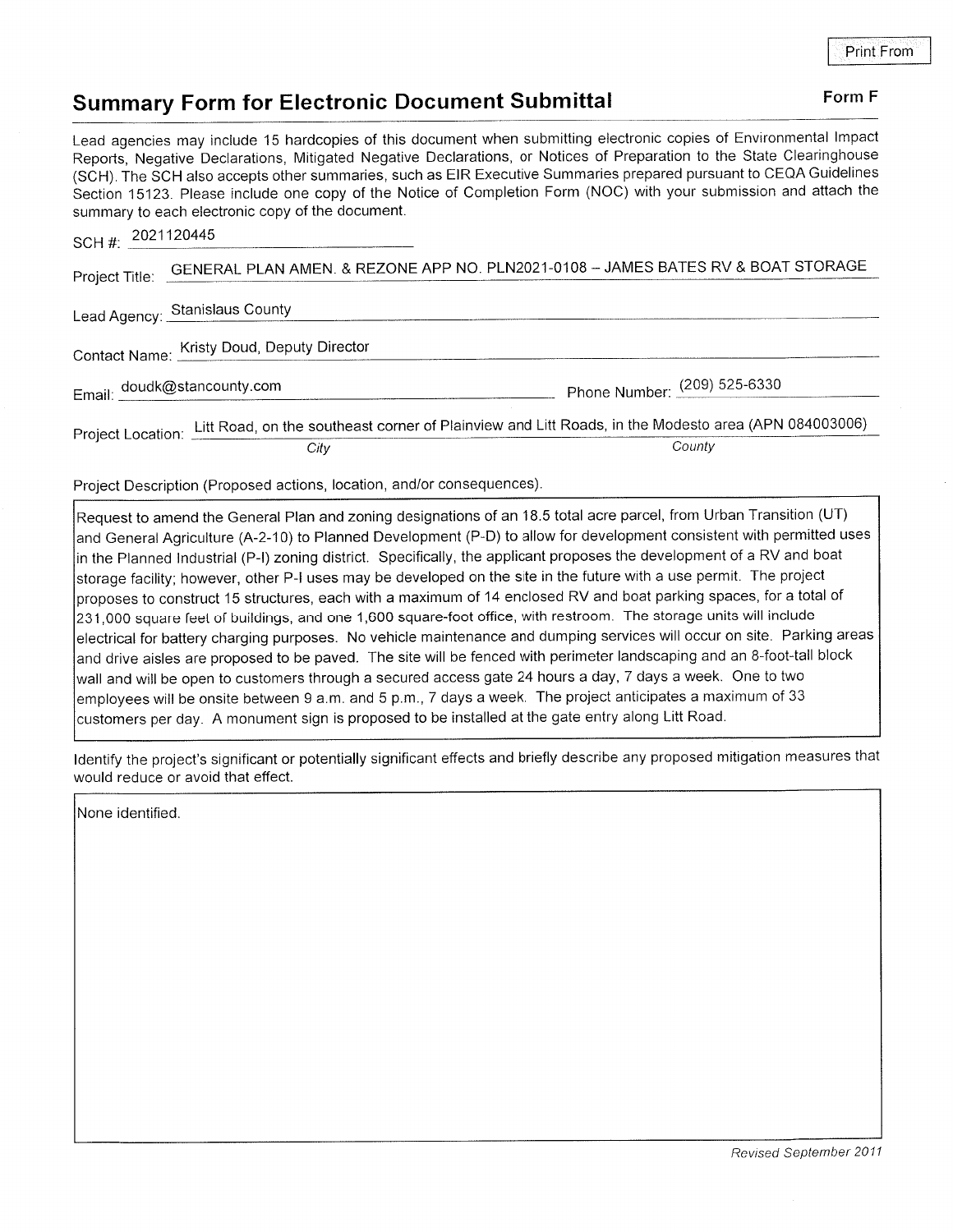# Summary Form for Electronic Document Submittal

**Form F**

Lead agencies may include 15 hardcopies of this document when submitting electronic copies of Environmental Impact Reports, Negative Declarations, Mitigated Negative Declarations, or Notices of Preparation to the State Clearinghouse (SCH). The SCH also accepts other summaries, such as EIR Executive Summaries prepared pursuant to CEQA Guidelines Section 15123. Please include one copy of the Notice of Completion Form (NOC) with your submission and attach the summary to each electronic copy of the document.

SCH #: 2021120445

Project Title: GENERAL PLAN AMEN. & REZONE APP NO. PLN2021-0108 – JAMES BATES RV & BOAT STORAGE

Lead Agency: Stanislaus County

Contact Name: Kristy Doud, Deputy Director

Email: doudk@stancounty.com  Phone Number: (209) 525-6330

Project Location: Litt Road, on the southeast corner of Plainview and Litt Roads, in the Modesto area (APN 084003006)

*City*  *County*

Project Description (Proposed actions, location, and/or consequences).

Request to amend the General Plan and zoning designations of an 18.5 total acre parcel, from Urban Transition (UT) and General Agriculture (A-2-10) to Planned Development (P-D) to allow for development consistent with permitted uses in the Planned Industrial (P-I) zoning district. Specifically, the applicant proposes the development of a RV and boat storage facility; however, other P-I uses may be developed on the site in the future with a use permit. The project proposes to construct 15 structures, each with a maximum of 14 enclosed RV and boat parking spaces, for a total of 231,000 square feet of buildings, and one 1,600 square-foot office, with restroom. The storage units will include electrical for battery charging purposes. No vehicle maintenance and dumping services will occur on site. Parking areas and drive aisles are proposed to be paved. The site will be fenced with perimeter landscaping and an 8-foot-tall block wall and will be open to customers through a secured access gate 24 hours a day, 7 days a week. One to two employees will be onsite between 9 a.m. and 5 p.m., 7 days a week. The project anticipates a maximum of 33 customers per day. A monument sign is proposed to be installed at the gate entry along Litt Road.

Identify the project's significant or potentially significant effects and briefly describe any proposed mitigation measures that would reduce or avoid that effect.

None identified.

*Revised September 2011*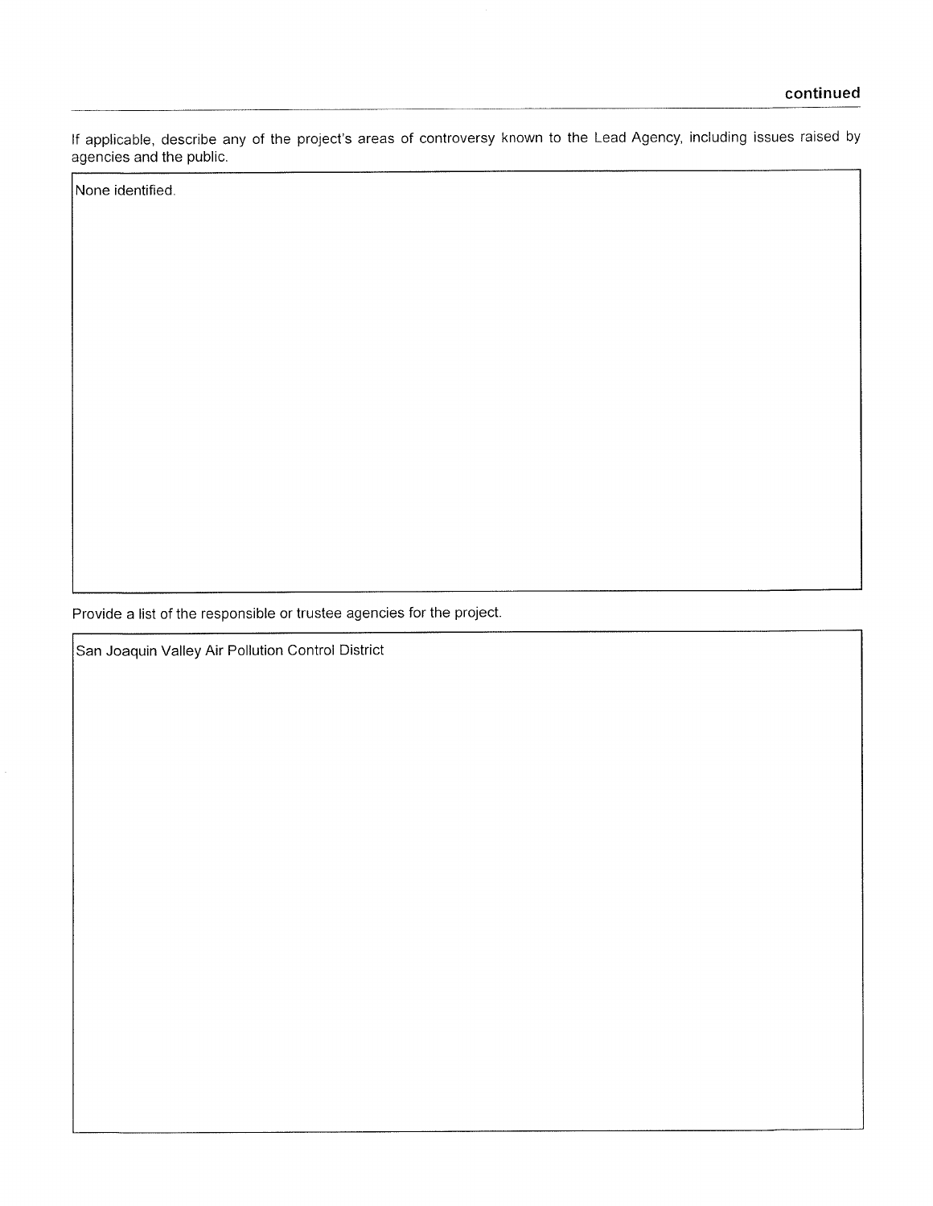**continued**

If applicable, describe any of the project's areas of controversy known to the Lead Agency, including issues raised by agencies and the public.

None identified.

Provide a list of the responsible or trustee agencies for the project.

San Joaquin Valley Air Pollution Control District